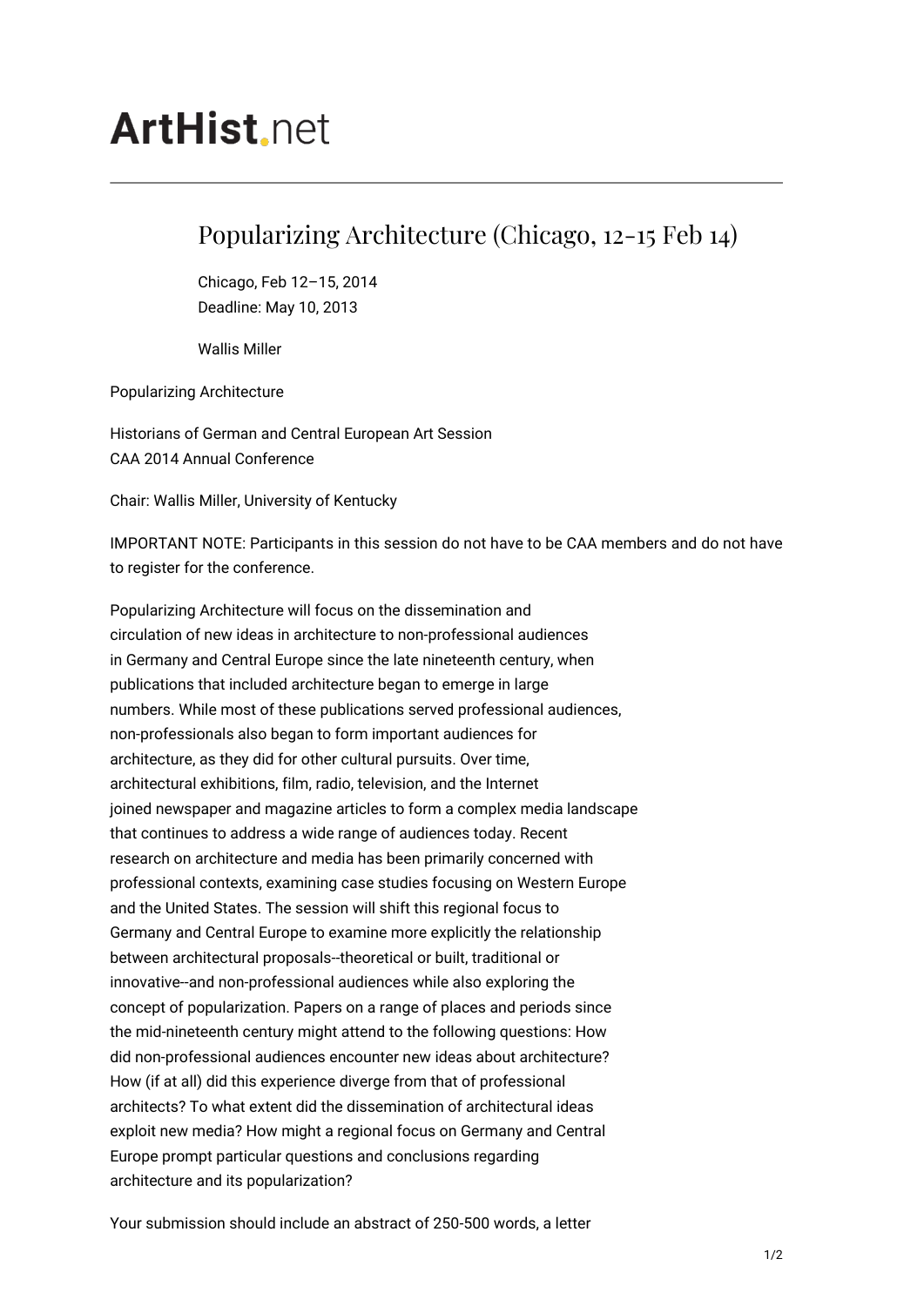# ArtHist.net

## Popularizing Architecture (Chicago, 12-15 Feb 14)

Chicago, Feb 12–15, 2014
Deadline: May 10, 2013

Wallis Miller

Popularizing Architecture

Historians of German and Central European Art Session
CAA 2014 Annual Conference

Chair: Wallis Miller, University of Kentucky

IMPORTANT NOTE: Participants in this session do not have to be CAA members and do not have to register for the conference.

Popularizing Architecture will focus on the dissemination and circulation of new ideas in architecture to non-professional audiences in Germany and Central Europe since the late nineteenth century, when publications that included architecture began to emerge in large numbers. While most of these publications served professional audiences, non-professionals also began to form important audiences for architecture, as they did for other cultural pursuits. Over time, architectural exhibitions, film, radio, television, and the Internet joined newspaper and magazine articles to form a complex media landscape that continues to address a wide range of audiences today. Recent research on architecture and media has been primarily concerned with professional contexts, examining case studies focusing on Western Europe and the United States. The session will shift this regional focus to Germany and Central Europe to examine more explicitly the relationship between architectural proposals--theoretical or built, traditional or innovative--and non-professional audiences while also exploring the concept of popularization. Papers on a range of places and periods since the mid-nineteenth century might attend to the following questions: How did non-professional audiences encounter new ideas about architecture? How (if at all) did this experience diverge from that of professional architects? To what extent did the dissemination of architectural ideas exploit new media? How might a regional focus on Germany and Central Europe prompt particular questions and conclusions regarding architecture and its popularization?

Your submission should include an abstract of 250-500 words, a letter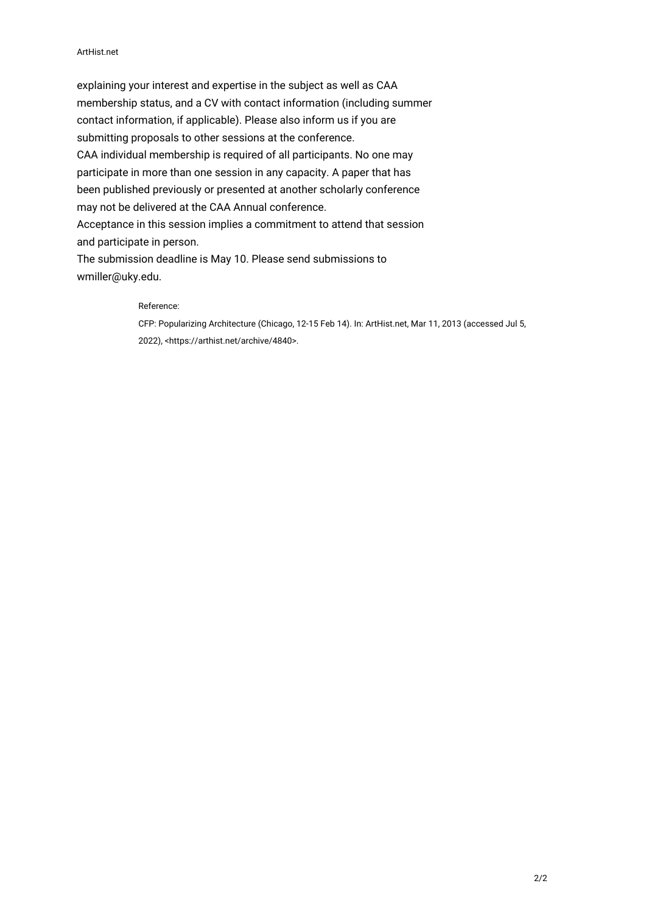explaining your interest and expertise in the subject as well as CAA membership status, and a CV with contact information (including summer contact information, if applicable). Please also inform us if you are submitting proposals to other sessions at the conference.
CAA individual membership is required of all participants. No one may participate in more than one session in any capacity. A paper that has been published previously or presented at another scholarly conference may not be delivered at the CAA Annual conference.
Acceptance in this session implies a commitment to attend that session and participate in person.
The submission deadline is May 10. Please send submissions to wmiller@uky.edu.

Reference:

CFP: Popularizing Architecture (Chicago, 12-15 Feb 14). In: ArtHist.net, Mar 11, 2013 (accessed Jul 5, 2022), <https://arthist.net/archive/4840>.